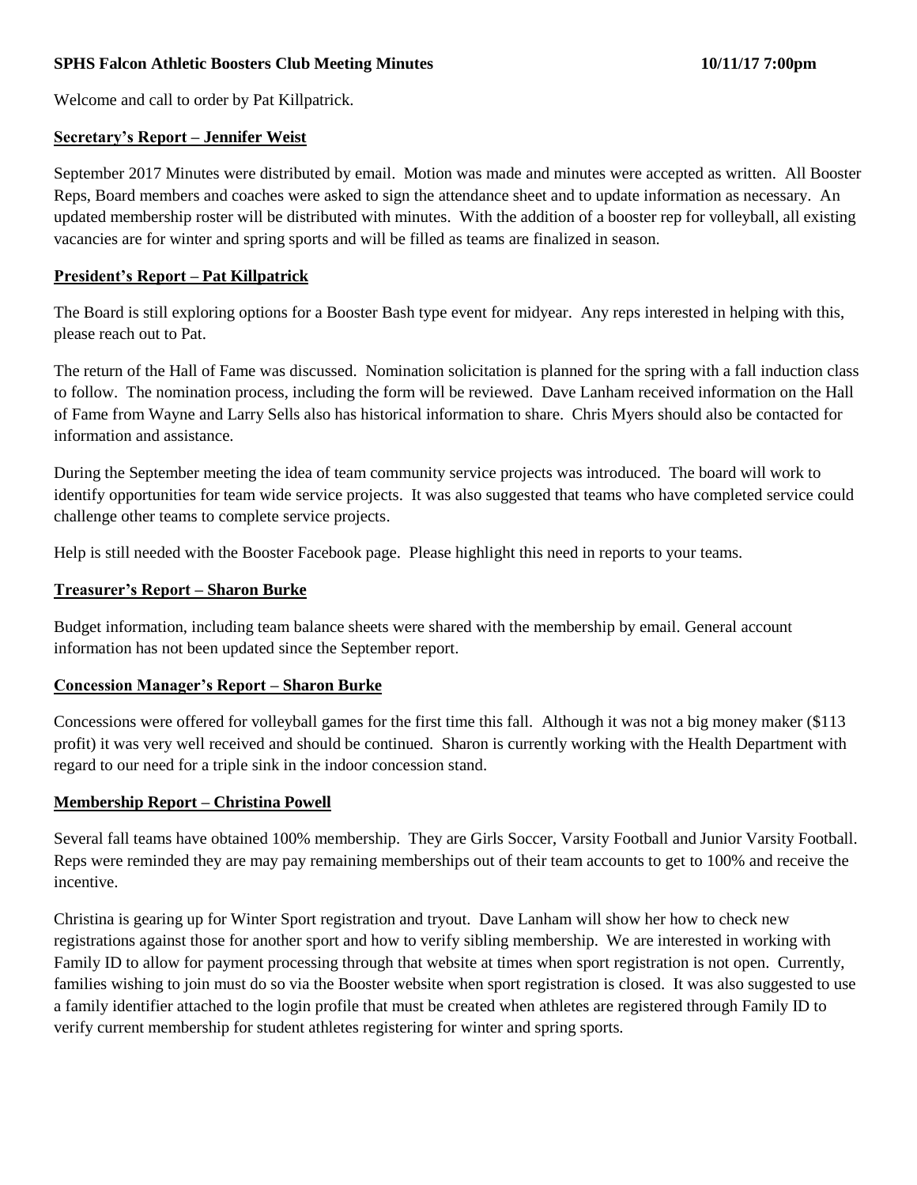**SPHS Falcon Athletic Boosters Club Meeting Minutes 10/11/17 7:00pm**

Welcome and call to order by Pat Killpatrick.

## Secretary's Report – Jennifer Weist

September 2017 Minutes were distributed by email. Motion was made and minutes were accepted as written. All Booster Reps, Board members and coaches were asked to sign the attendance sheet and to update information as necessary. An updated membership roster will be distributed with minutes. With the addition of a booster rep for volleyball, all existing vacancies are for winter and spring sports and will be filled as teams are finalized in season.

## President's Report – Pat Killpatrick

The Board is still exploring options for a Booster Bash type event for midyear. Any reps interested in helping with this, please reach out to Pat.

The return of the Hall of Fame was discussed. Nomination solicitation is planned for the spring with a fall induction class to follow. The nomination process, including the form will be reviewed. Dave Lanham received information on the Hall of Fame from Wayne and Larry Sells also has historical information to share. Chris Myers should also be contacted for information and assistance.

During the September meeting the idea of team community service projects was introduced. The board will work to identify opportunities for team wide service projects. It was also suggested that teams who have completed service could challenge other teams to complete service projects.

Help is still needed with the Booster Facebook page. Please highlight this need in reports to your teams.

## Treasurer's Report – Sharon Burke

Budget information, including team balance sheets were shared with the membership by email. General account information has not been updated since the September report.

## Concession Manager's Report – Sharon Burke

Concessions were offered for volleyball games for the first time this fall. Although it was not a big money maker ($113 profit) it was very well received and should be continued. Sharon is currently working with the Health Department with regard to our need for a triple sink in the indoor concession stand.

## Membership Report – Christina Powell

Several fall teams have obtained 100% membership. They are Girls Soccer, Varsity Football and Junior Varsity Football. Reps were reminded they are may pay remaining memberships out of their team accounts to get to 100% and receive the incentive.

Christina is gearing up for Winter Sport registration and tryout. Dave Lanham will show her how to check new registrations against those for another sport and how to verify sibling membership. We are interested in working with Family ID to allow for payment processing through that website at times when sport registration is not open. Currently, families wishing to join must do so via the Booster website when sport registration is closed. It was also suggested to use a family identifier attached to the login profile that must be created when athletes are registered through Family ID to verify current membership for student athletes registering for winter and spring sports.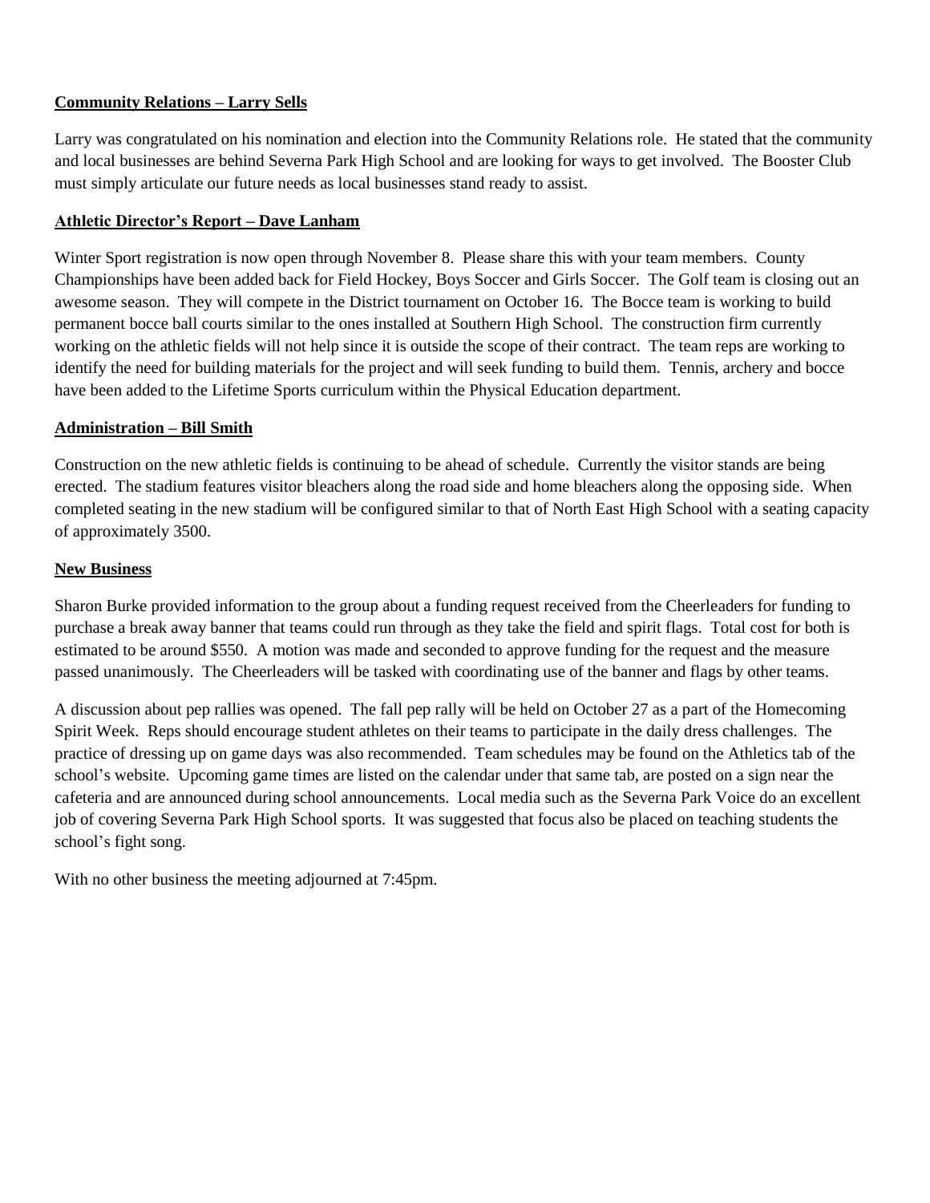**Community Relations – Larry Sells**

Larry was congratulated on his nomination and election into the Community Relations role. He stated that the community and local businesses are behind Severna Park High School and are looking for ways to get involved. The Booster Club must simply articulate our future needs as local businesses stand ready to assist.

**Athletic Director's Report – Dave Lanham**

Winter Sport registration is now open through November 8. Please share this with your team members. County Championships have been added back for Field Hockey, Boys Soccer and Girls Soccer. The Golf team is closing out an awesome season. They will compete in the District tournament on October 16. The Bocce team is working to build permanent bocce ball courts similar to the ones installed at Southern High School. The construction firm currently working on the athletic fields will not help since it is outside the scope of their contract. The team reps are working to identify the need for building materials for the project and will seek funding to build them. Tennis, archery and bocce have been added to the Lifetime Sports curriculum within the Physical Education department.

**Administration – Bill Smith**

Construction on the new athletic fields is continuing to be ahead of schedule. Currently the visitor stands are being erected. The stadium features visitor bleachers along the road side and home bleachers along the opposing side. When completed seating in the new stadium will be configured similar to that of North East High School with a seating capacity of approximately 3500.

**New Business**

Sharon Burke provided information to the group about a funding request received from the Cheerleaders for funding to purchase a break away banner that teams could run through as they take the field and spirit flags. Total cost for both is estimated to be around \$550. A motion was made and seconded to approve funding for the request and the measure passed unanimously. The Cheerleaders will be tasked with coordinating use of the banner and flags by other teams.

A discussion about pep rallies was opened. The fall pep rally will be held on October 27 as a part of the Homecoming Spirit Week. Reps should encourage student athletes on their teams to participate in the daily dress challenges. The practice of dressing up on game days was also recommended. Team schedules may be found on the Athletics tab of the school's website. Upcoming game times are listed on the calendar under that same tab, are posted on a sign near the cafeteria and are announced during school announcements. Local media such as the Severna Park Voice do an excellent job of covering Severna Park High School sports. It was suggested that focus also be placed on teaching students the school's fight song.

With no other business the meeting adjourned at 7:45pm.